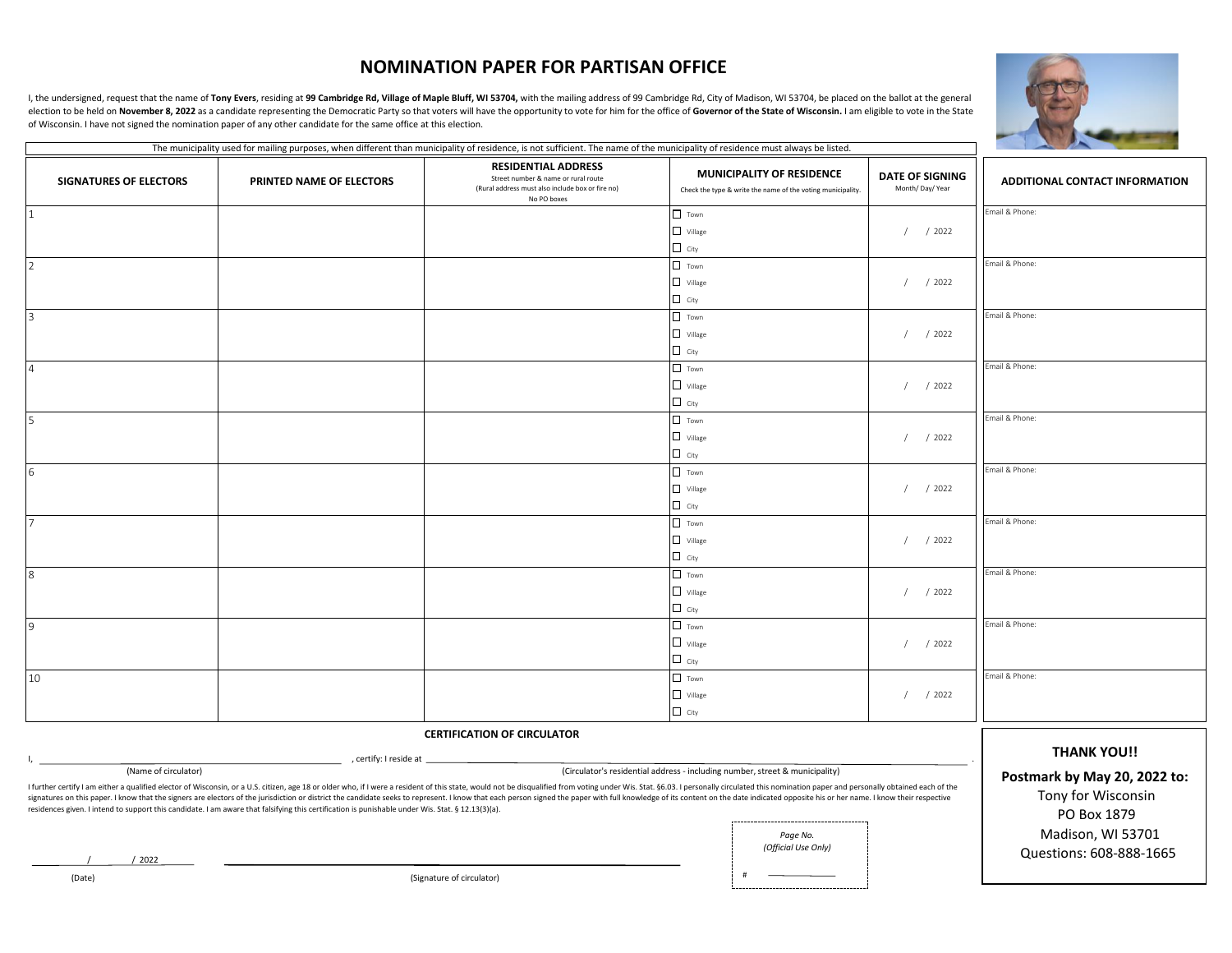# NOMINATION PAPER FOR PARTISAN OFFICE

I, the undersigned, request that the name of **Tony Evers**, residing at **99 Cambridge Rd, Village of Maple Bluff, WI 53704,** with the mailing address of 99 Cambridge Rd, City of Madison, WI 53704, be placed on the ballot at the general election to be held on **November 8, 2022** as a candidate representing the Democratic Party so that voters will have the opportunity to vote for him for the office of **Governor of the State of Wisconsin.** I am eligible to vote in the State of Wisconsin. I have not signed the nomination paper of any other candidate for the same office at this election.

The municipality used for mailing purposes, when different than municipality of residence, is not sufficient. The name of the municipality of residence must always be listed.

| SIGNATURES OF ELECTORS | PRINTED NAME OF ELECTORS | RESIDENTIAL ADDRESS<br>Street number & name or rural route<br>(Rural address must also include box or fire no)<br>No PO boxes | MUNICIPALITY OF RESIDENCE<br>Check the type & write the name of the voting municipality. | DATE OF SIGNING<br>Month/ Day/ Year | ADDITIONAL CONTACT INFORMATION |
|---|---|---|---|---|---|
| 1 | | | ☐ Town ☐ Village ☐ City | / / 2022 | Email & Phone: |
| 2 | | | ☐ Town ☐ Village ☐ City | / / 2022 | Email & Phone: |
| 3 | | | ☐ Town ☐ Village ☐ City | / / 2022 | Email & Phone: |
| 4 | | | ☐ Town ☐ Village ☐ City | / / 2022 | Email & Phone: |
| 5 | | | ☐ Town ☐ Village ☐ City | / / 2022 | Email & Phone: |
| 6 | | | ☐ Town ☐ Village ☐ City | / / 2022 | Email & Phone: |
| 7 | | | ☐ Town ☐ Village ☐ City | / / 2022 | Email & Phone: |
| 8 | | | ☐ Town ☐ Village ☐ City | / / 2022 | Email & Phone: |
| 9 | | | ☐ Town ☐ Village ☐ City | / / 2022 | Email & Phone: |
| 10 | | | ☐ Town ☐ Village ☐ City | / / 2022 | Email & Phone: |

**CERTIFICATION OF CIRCULATOR**

I, ______________________________ , certify: I reside at ______________________________ .
(Name of circulator) (Circulator's residential address - including number, street & municipality)

I further certify I am either a qualified elector of Wisconsin, or a U.S. citizen, age 18 or older who, if I were a resident of this state, would not be disqualified from voting under Wis. Stat. §6.03. I personally circulated this nomination paper and personally obtained each of the signatures on this paper. I know that the signers are electors of the jurisdiction or district the candidate seeks to represent. I know that each person signed the paper with full knowledge of its content on the date indicated opposite his or her name. I know their respective residences given. I intend to support this candidate. I am aware that falsifying this certification is punishable under Wis. Stat. § 12.13(3)(a).

/ / 2022 ______________________________
(Date) (Signature of circulator)

*Page No.*
*(Official Use Only)*
\# ________

**THANK YOU!!**

**Postmark by May 20, 2022 to:**

Tony for Wisconsin
PO Box 1879
Madison, WI 53701
Questions: 608-888-1665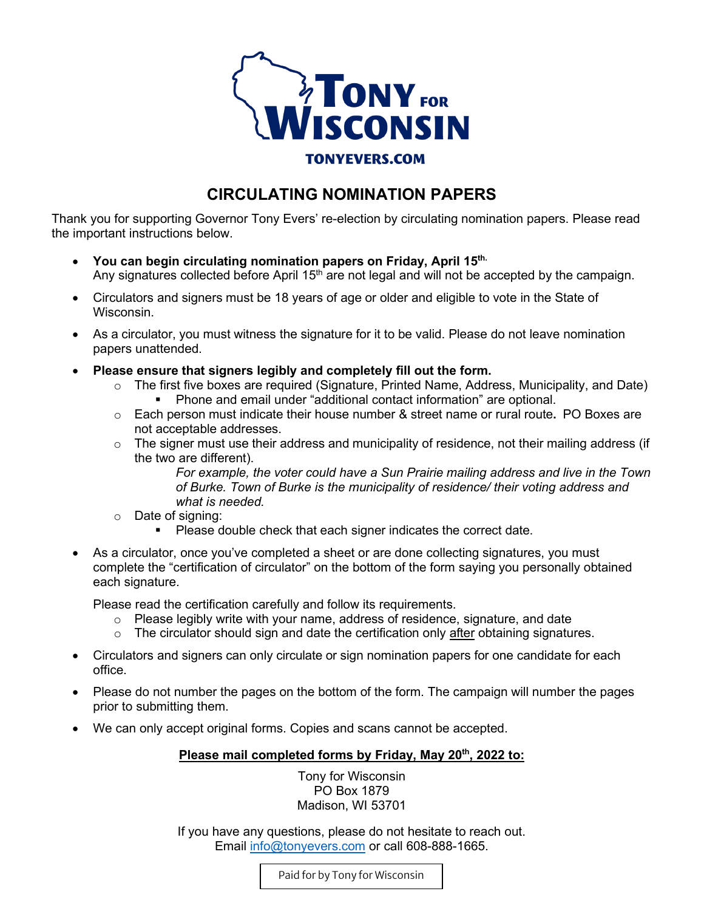TONY FOR WISCONSIN

TONYEVERS.COM

## CIRCULATING NOMINATION PAPERS

Thank you for supporting Governor Tony Evers' re-election by circulating nomination papers. Please read the important instructions below.

- **You can begin circulating nomination papers on Friday, April 15th.** Any signatures collected before April 15th are not legal and will not be accepted by the campaign.
- Circulators and signers must be 18 years of age or older and eligible to vote in the State of Wisconsin.
- As a circulator, you must witness the signature for it to be valid. Please do not leave nomination papers unattended.
- **Please ensure that signers legibly and completely fill out the form.**
  - The first five boxes are required (Signature, Printed Name, Address, Municipality, and Date)
    - Phone and email under "additional contact information" are optional.
  - Each person must indicate their house number & street name or rural route**.** PO Boxes are not acceptable addresses.
  - The signer must use their address and municipality of residence, not their mailing address (if the two are different).

    *For example, the voter could have a Sun Prairie mailing address and live in the Town of Burke. Town of Burke is the municipality of residence/ their voting address and what is needed.*
  - Date of signing:
    - Please double check that each signer indicates the correct date.
- As a circulator, once you've completed a sheet or are done collecting signatures, you must complete the "certification of circulator" on the bottom of the form saying you personally obtained each signature.

  Please read the certification carefully and follow its requirements.
  - Please legibly write with your name, address of residence, signature, and date
  - The circulator should sign and date the certification only after obtaining signatures.
- Circulators and signers can only circulate or sign nomination papers for one candidate for each office.
- Please do not number the pages on the bottom of the form. The campaign will number the pages prior to submitting them.
- We can only accept original forms. Copies and scans cannot be accepted.

**Please mail completed forms by Friday, May 20th, 2022 to:**

Tony for Wisconsin
PO Box 1879
Madison, WI 53701

If you have any questions, please do not hesitate to reach out.
Email info@tonyevers.com or call 608-888-1665.

Paid for by Tony for Wisconsin